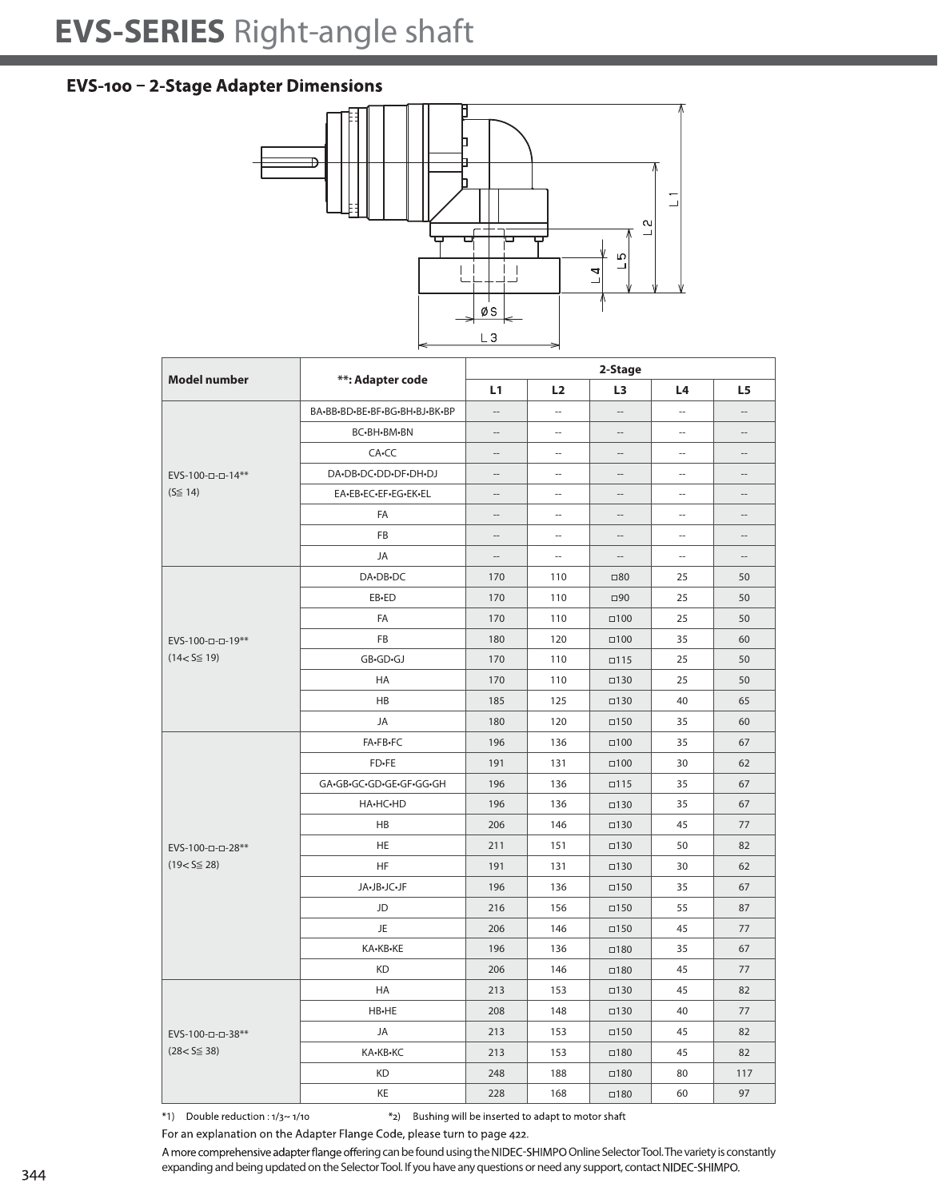# EVS-SERIES Right-angle shaft

## EVS-100 – 2-Stage Adapter Dimensions

| Model number | **: Adapter code | 2-Stage | | | | |
|---|---|---|---|---|---|---|
| | | L1 | L2 | L3 | L4 | L5 |
| EVS-100-□-□-14** (S≦ 14) | BA•BB•BD•BE•BF•BG•BH•BJ•BK•BP | -- | -- | -- | -- | -- |
| | BC•BH•BM•BN | -- | -- | -- | -- | -- |
| | CA•CC | -- | -- | -- | -- | -- |
| | DA•DB•DC•DD•DF•DH•DJ | -- | -- | -- | -- | -- |
| | EA•EB•EC•EF•EG•EK•EL | -- | -- | -- | -- | -- |
| | FA | -- | -- | -- | -- | -- |
| | FB | -- | -- | -- | -- | -- |
| | JA | -- | -- | -- | -- | -- |
| EVS-100-□-□-19** (14< S≦ 19) | DA•DB•DC | 170 | 110 | □80 | 25 | 50 |
| | EB•ED | 170 | 110 | □90 | 25 | 50 |
| | FA | 170 | 110 | □100 | 25 | 50 |
| | FB | 180 | 120 | □100 | 35 | 60 |
| | GB•GD•GJ | 170 | 110 | □115 | 25 | 50 |
| | HA | 170 | 110 | □130 | 25 | 50 |
| | HB | 185 | 125 | □130 | 40 | 65 |
| | JA | 180 | 120 | □150 | 35 | 60 |
| EVS-100-□-□-28** (19< S≦ 28) | FA•FB•FC | 196 | 136 | □100 | 35 | 67 |
| | FD•FE | 191 | 131 | □100 | 30 | 62 |
| | GA•GB•GC•GD•GE•GF•GG•GH | 196 | 136 | □115 | 35 | 67 |
| | HA•HC•HD | 196 | 136 | □130 | 35 | 67 |
| | HB | 206 | 146 | □130 | 45 | 77 |
| | HE | 211 | 151 | □130 | 50 | 82 |
| | HF | 191 | 131 | □130 | 30 | 62 |
| | JA•JB•JC•JF | 196 | 136 | □150 | 35 | 67 |
| | JD | 216 | 156 | □150 | 55 | 87 |
| | JE | 206 | 146 | □150 | 45 | 77 |
| | KA•KB•KE | 196 | 136 | □180 | 35 | 67 |
| | KD | 206 | 146 | □180 | 45 | 77 |
| EVS-100-□-□-38** (28< S≦ 38) | HA | 213 | 153 | □130 | 45 | 82 |
| | HB•HE | 208 | 148 | □130 | 40 | 77 |
| | JA | 213 | 153 | □150 | 45 | 82 |
| | KA•KB•KC | 213 | 153 | □180 | 45 | 82 |
| | KD | 248 | 188 | □180 | 80 | 117 |
| | KE | 228 | 168 | □180 | 60 | 97 |

*1) Double reduction : 1/3~ 1/10 *2) Bushing will be inserted to adapt to motor shaft

For an explanation on the Adapter Flange Code, please turn to page 422.

A more comprehensive adapter flange offering can be found using the NIDEC-SHIMPO Online Selector Tool. The variety is constantly expanding and being updated on the Selector Tool. If you have any questions or need any support, contact NIDEC-SHIMPO.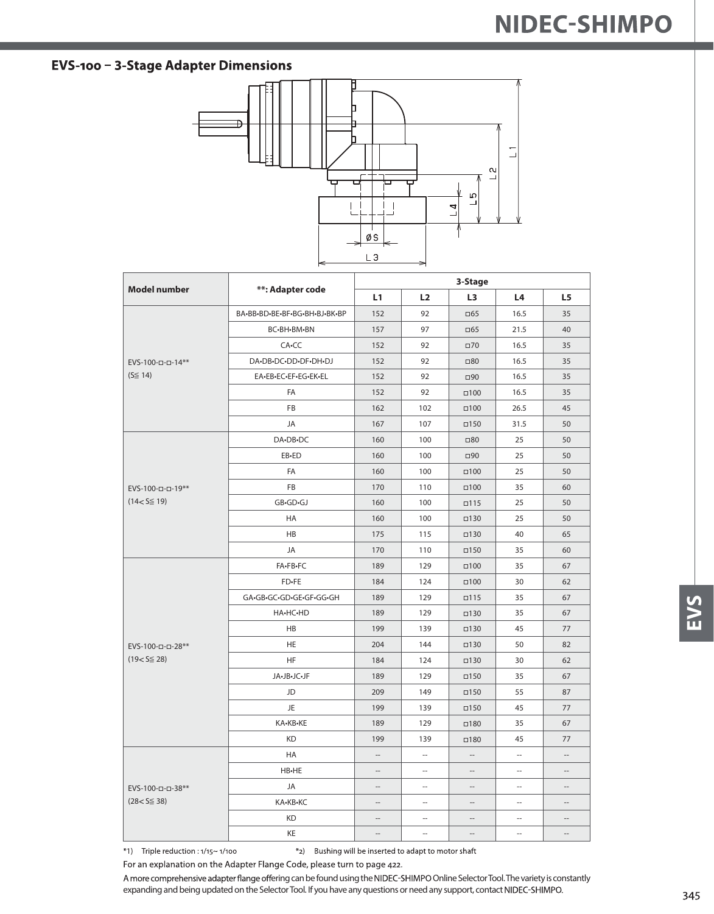## EVS-100 – 3-Stage Adapter Dimensions

L1
L2
L5
L4
ØS
L3

| Model number | **: Adapter code | 3-Stage | | | | |
|---|---|---|---|---|---|---|
| | | L1 | L2 | L3 | L4 | L5 |
| EVS-100-□-□-14** (S≦ 14) | BA•BB•BD•BE•BF•BG•BH•BJ•BK•BP | 152 | 92 | □65 | 16.5 | 35 |
| | BC•BH•BM•BN | 157 | 97 | □65 | 21.5 | 40 |
| | CA•CC | 152 | 92 | □70 | 16.5 | 35 |
| | DA•DB•DC•DD•DF•DH•DJ | 152 | 92 | □80 | 16.5 | 35 |
| | EA•EB•EC•EF•EG•EK•EL | 152 | 92 | □90 | 16.5 | 35 |
| | FA | 152 | 92 | □100 | 16.5 | 35 |
| | FB | 162 | 102 | □100 | 26.5 | 45 |
| | JA | 167 | 107 | □150 | 31.5 | 50 |
| EVS-100-□-□-19** (14< S≦ 19) | DA•DB•DC | 160 | 100 | □80 | 25 | 50 |
| | EB•ED | 160 | 100 | □90 | 25 | 50 |
| | FA | 160 | 100 | □100 | 25 | 50 |
| | FB | 170 | 110 | □100 | 35 | 60 |
| | GB•GD•GJ | 160 | 100 | □115 | 25 | 50 |
| | HA | 160 | 100 | □130 | 25 | 50 |
| | HB | 175 | 115 | □130 | 40 | 65 |
| | JA | 170 | 110 | □150 | 35 | 60 |
| EVS-100-□-□-28** (19< S≦ 28) | FA•FB•FC | 189 | 129 | □100 | 35 | 67 |
| | FD•FE | 184 | 124 | □100 | 30 | 62 |
| | GA•GB•GC•GD•GE•GF•GG•GH | 189 | 129 | □115 | 35 | 67 |
| | HA•HC•HD | 189 | 129 | □130 | 35 | 67 |
| | HB | 199 | 139 | □130 | 45 | 77 |
| | HE | 204 | 144 | □130 | 50 | 82 |
| | HF | 184 | 124 | □130 | 30 | 62 |
| | JA•JB•JC•JF | 189 | 129 | □150 | 35 | 67 |
| | JD | 209 | 149 | □150 | 55 | 87 |
| | JE | 199 | 139 | □150 | 45 | 77 |
| | KA•KB•KE | 189 | 129 | □180 | 35 | 67 |
| | KD | 199 | 139 | □180 | 45 | 77 |
| EVS-100-□-□-38** (28< S≦ 38) | HA | -- | -- | -- | -- | -- |
| | HB•HE | -- | -- | -- | -- | -- |
| | JA | -- | -- | -- | -- | -- |
| | KA•KB•KC | -- | -- | -- | -- | -- |
| | KD | -- | -- | -- | -- | -- |
| | KE | -- | -- | -- | -- | -- |

*1) Triple reduction : 1/15~ 1/100

*2) Bushing will be inserted to adapt to motor shaft

For an explanation on the Adapter Flange Code, please turn to page 422.

A more comprehensive adapter flange offering can be found using the NIDEC-SHIMPO Online Selector Tool. The variety is constantly expanding and being updated on the Selector Tool. If you have any questions or need any support, contact NIDEC-SHIMPO.